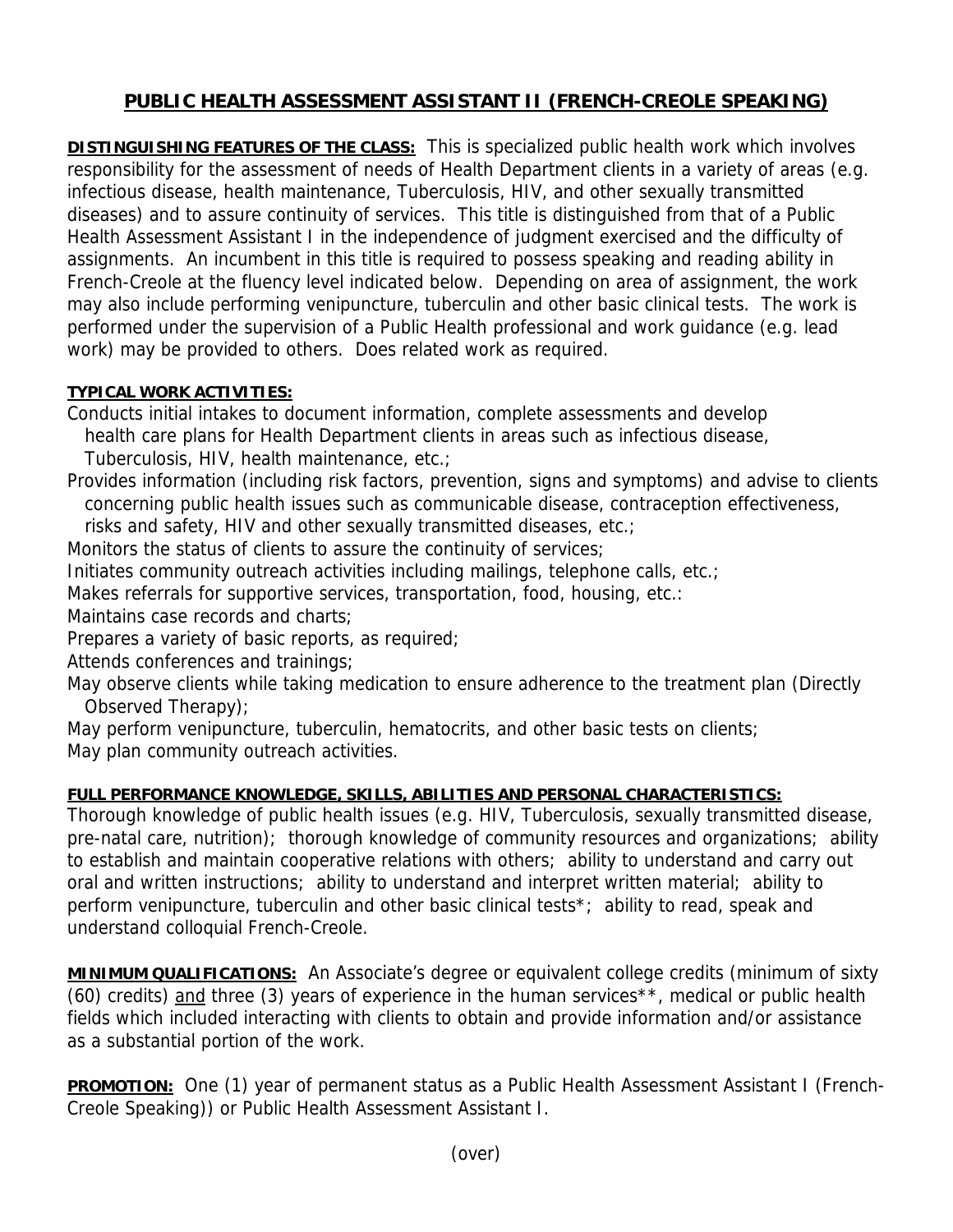# PUBLIC HEALTH ASSESSMENT ASSISTANT II (FRENCH-CREOLE SPEAKING)

**DISTINGUISHING FEATURES OF THE CLASS:** This is specialized public health work which involves responsibility for the assessment of needs of Health Department clients in a variety of areas (e.g. infectious disease, health maintenance, Tuberculosis, HIV, and other sexually transmitted diseases) and to assure continuity of services. This title is distinguished from that of a Public Health Assessment Assistant I in the independence of judgment exercised and the difficulty of assignments. An incumbent in this title is required to possess speaking and reading ability in French-Creole at the fluency level indicated below. Depending on area of assignment, the work may also include performing venipuncture, tuberculin and other basic clinical tests. The work is performed under the supervision of a Public Health professional and work guidance (e.g. lead work) may be provided to others. Does related work as required.

**TYPICAL WORK ACTIVITIES:**

Conducts initial intakes to document information, complete assessments and develop health care plans for Health Department clients in areas such as infectious disease, Tuberculosis, HIV, health maintenance, etc.;

Provides information (including risk factors, prevention, signs and symptoms) and advise to clients concerning public health issues such as communicable disease, contraception effectiveness, risks and safety, HIV and other sexually transmitted diseases, etc.;

Monitors the status of clients to assure the continuity of services;

Initiates community outreach activities including mailings, telephone calls, etc.;

Makes referrals for supportive services, transportation, food, housing, etc.:

Maintains case records and charts;

Prepares a variety of basic reports, as required;

Attends conferences and trainings;

May observe clients while taking medication to ensure adherence to the treatment plan (Directly Observed Therapy);

May perform venipuncture, tuberculin, hematocrits, and other basic tests on clients;

May plan community outreach activities.

**FULL PERFORMANCE KNOWLEDGE, SKILLS, ABILITIES AND PERSONAL CHARACTERISTICS:**
Thorough knowledge of public health issues (e.g. HIV, Tuberculosis, sexually transmitted disease, pre-natal care, nutrition); thorough knowledge of community resources and organizations; ability to establish and maintain cooperative relations with others; ability to understand and carry out oral and written instructions; ability to understand and interpret written material; ability to perform venipuncture, tuberculin and other basic clinical tests*; ability to read, speak and understand colloquial French-Creole.

**MINIMUM QUALIFICATIONS:** An Associate's degree or equivalent college credits (minimum of sixty (60) credits) and three (3) years of experience in the human services**, medical or public health fields which included interacting with clients to obtain and provide information and/or assistance as a substantial portion of the work.

**PROMOTION:** One (1) year of permanent status as a Public Health Assessment Assistant I (French-Creole Speaking)) or Public Health Assessment Assistant I.

(over)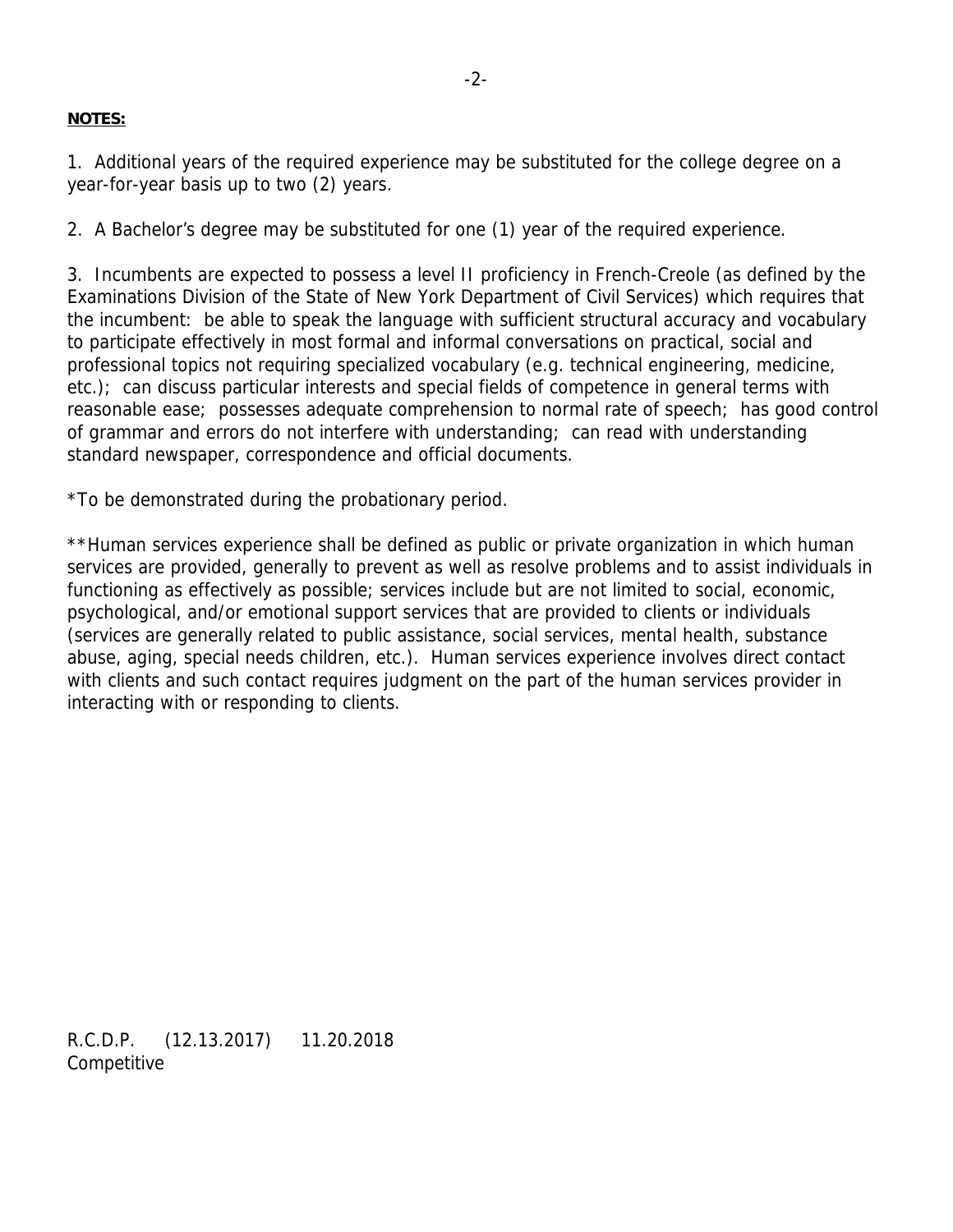**NOTES:**

1. Additional years of the required experience may be substituted for the college degree on a year-for-year basis up to two (2) years.

2. A Bachelor's degree may be substituted for one (1) year of the required experience.

3. Incumbents are expected to possess a level II proficiency in French-Creole (as defined by the Examinations Division of the State of New York Department of Civil Services) which requires that the incumbent: be able to speak the language with sufficient structural accuracy and vocabulary to participate effectively in most formal and informal conversations on practical, social and professional topics not requiring specialized vocabulary (e.g. technical engineering, medicine, etc.); can discuss particular interests and special fields of competence in general terms with reasonable ease; possesses adequate comprehension to normal rate of speech; has good control of grammar and errors do not interfere with understanding; can read with understanding standard newspaper, correspondence and official documents.

*To be demonstrated during the probationary period.

**Human services experience shall be defined as public or private organization in which human services are provided, generally to prevent as well as resolve problems and to assist individuals in functioning as effectively as possible; services include but are not limited to social, economic, psychological, and/or emotional support services that are provided to clients or individuals (services are generally related to public assistance, social services, mental health, substance abuse, aging, special needs children, etc.). Human services experience involves direct contact with clients and such contact requires judgment on the part of the human services provider in interacting with or responding to clients.

R.C.D.P. (12.13.2017) 11.20.2018
Competitive